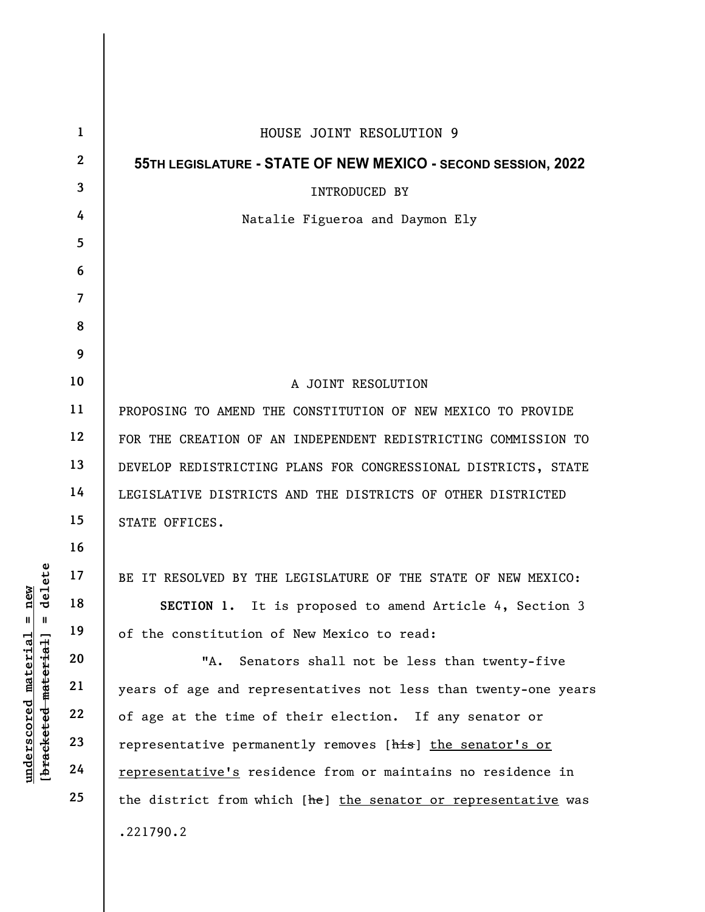HOUSE JOINT RESOLUTION 9

**55TH LEGISLATURE - STATE OF NEW MEXICO - SECOND SESSION, 2022**

INTRODUCED BY

Natalie Figueroa and Daymon Ely

A JOINT RESOLUTION

PROPOSING TO AMEND THE CONSTITUTION OF NEW MEXICO TO PROVIDE FOR THE CREATION OF AN INDEPENDENT REDISTRICTING COMMISSION TO DEVELOP REDISTRICTING PLANS FOR CONGRESSIONAL DISTRICTS, STATE LEGISLATIVE DISTRICTS AND THE DISTRICTS OF OTHER DISTRICTED STATE OFFICES.

BE IT RESOLVED BY THE LEGISLATURE OF THE STATE OF NEW MEXICO:

**SECTION 1.** It is proposed to amend Article 4, Section 3 of the constitution of New Mexico to read:

"A. Senators shall not be less than twenty-five years of age and representatives not less than twenty-one years of age at the time of their election. If any senator or representative permanently removes [~~his~~] <u>the senator's or representative's</u> residence from or maintains no residence in the district from which [~~he~~] <u>the senator or representative</u> was

.221790.2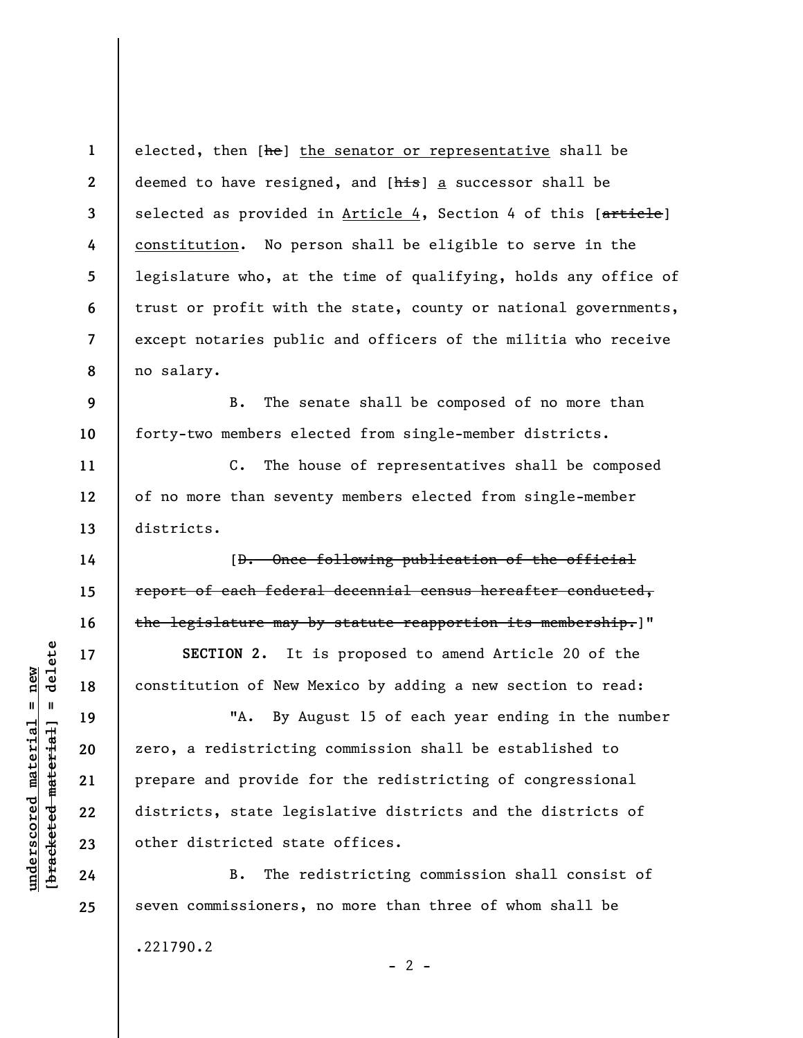elected, then [~~he~~] <u>the senator or representative</u> shall be deemed to have resigned, and [~~his~~] <u>a</u> successor shall be selected as provided in <u>Article 4</u>, Section 4 of this [~~article~~] <u>constitution</u>. No person shall be eligible to serve in the legislature who, at the time of qualifying, holds any office of trust or profit with the state, county or national governments, except notaries public and officers of the militia who receive no salary.

B. The senate shall be composed of no more than forty-two members elected from single-member districts.

C. The house of representatives shall be composed of no more than seventy members elected from single-member districts.

[~~D. Once following publication of the official report of each federal decennial census hereafter conducted, the legislature may by statute reapportion its membership.~~]"

**SECTION 2.** It is proposed to amend Article 20 of the constitution of New Mexico by adding a new section to read:

"A. By August 15 of each year ending in the number zero, a redistricting commission shall be established to prepare and provide for the redistricting of congressional districts, state legislative districts and the districts of other districted state offices.

B. The redistricting commission shall consist of seven commissioners, no more than three of whom shall be

.221790.2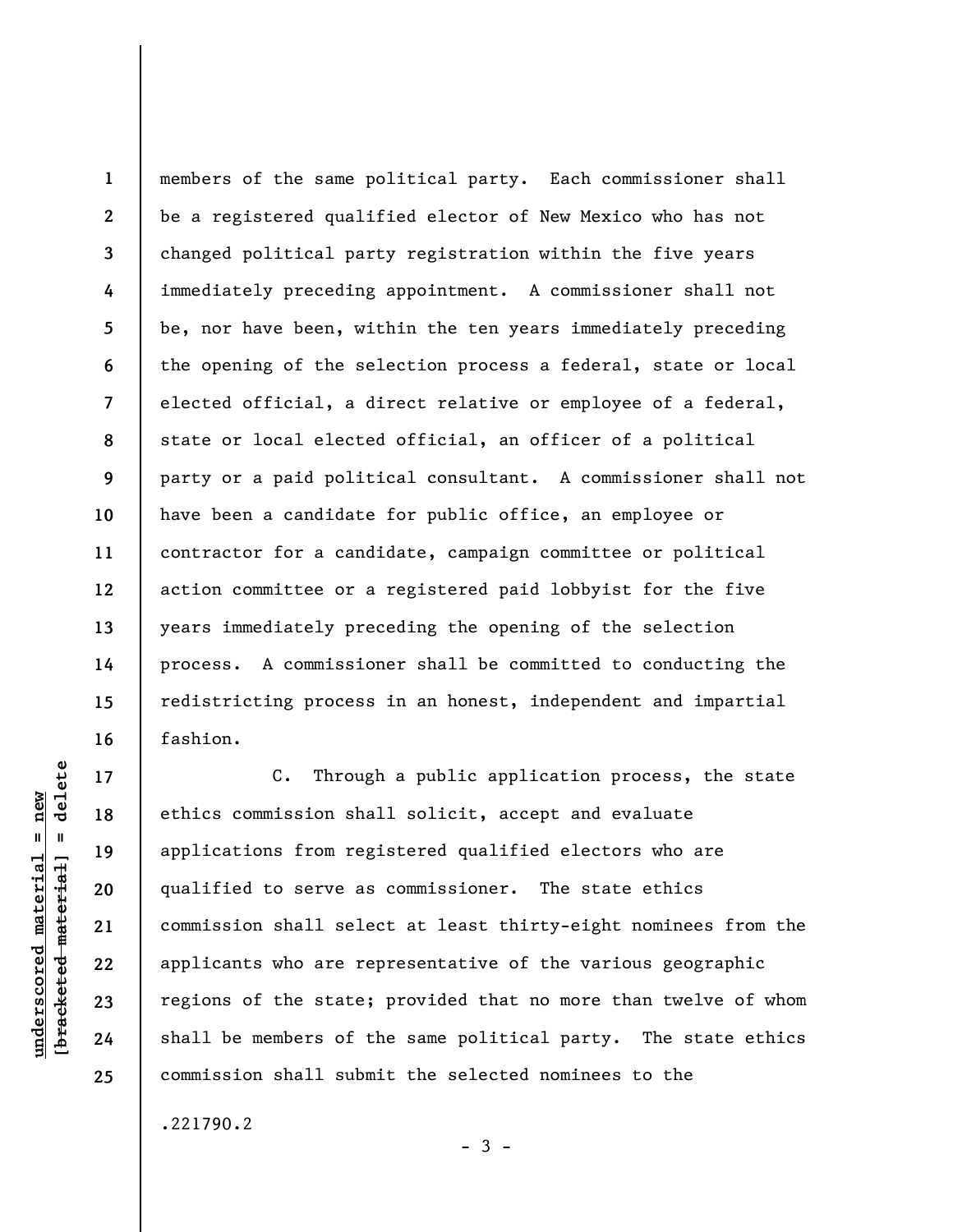members of the same political party. Each commissioner shall be a registered qualified elector of New Mexico who has not changed political party registration within the five years immediately preceding appointment. A commissioner shall not be, nor have been, within the ten years immediately preceding the opening of the selection process a federal, state or local elected official, a direct relative or employee of a federal, state or local elected official, an officer of a political party or a paid political consultant. A commissioner shall not have been a candidate for public office, an employee or contractor for a candidate, campaign committee or political action committee or a registered paid lobbyist for the five years immediately preceding the opening of the selection process. A commissioner shall be committed to conducting the redistricting process in an honest, independent and impartial fashion.

C. Through a public application process, the state ethics commission shall solicit, accept and evaluate applications from registered qualified electors who are qualified to serve as commissioner. The state ethics commission shall select at least thirty-eight nominees from the applicants who are representative of the various geographic regions of the state; provided that no more than twelve of whom shall be members of the same political party. The state ethics commission shall submit the selected nominees to the

.221790.2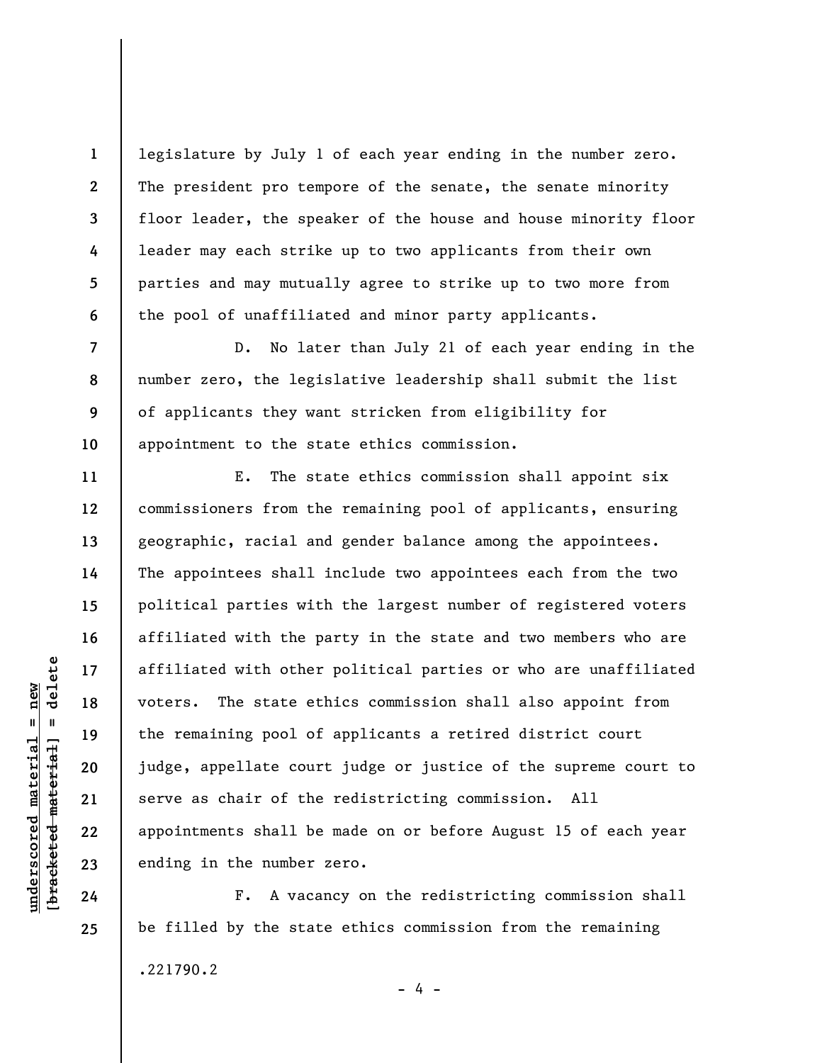legislature by July 1 of each year ending in the number zero. The president pro tempore of the senate, the senate minority floor leader, the speaker of the house and house minority floor leader may each strike up to two applicants from their own parties and may mutually agree to strike up to two more from the pool of unaffiliated and minor party applicants.

D. No later than July 21 of each year ending in the number zero, the legislative leadership shall submit the list of applicants they want stricken from eligibility for appointment to the state ethics commission.

E. The state ethics commission shall appoint six commissioners from the remaining pool of applicants, ensuring geographic, racial and gender balance among the appointees. The appointees shall include two appointees each from the two political parties with the largest number of registered voters affiliated with the party in the state and two members who are affiliated with other political parties or who are unaffiliated voters. The state ethics commission shall also appoint from the remaining pool of applicants a retired district court judge, appellate court judge or justice of the supreme court to serve as chair of the redistricting commission. All appointments shall be made on or before August 15 of each year ending in the number zero.

F. A vacancy on the redistricting commission shall be filled by the state ethics commission from the remaining

.221790.2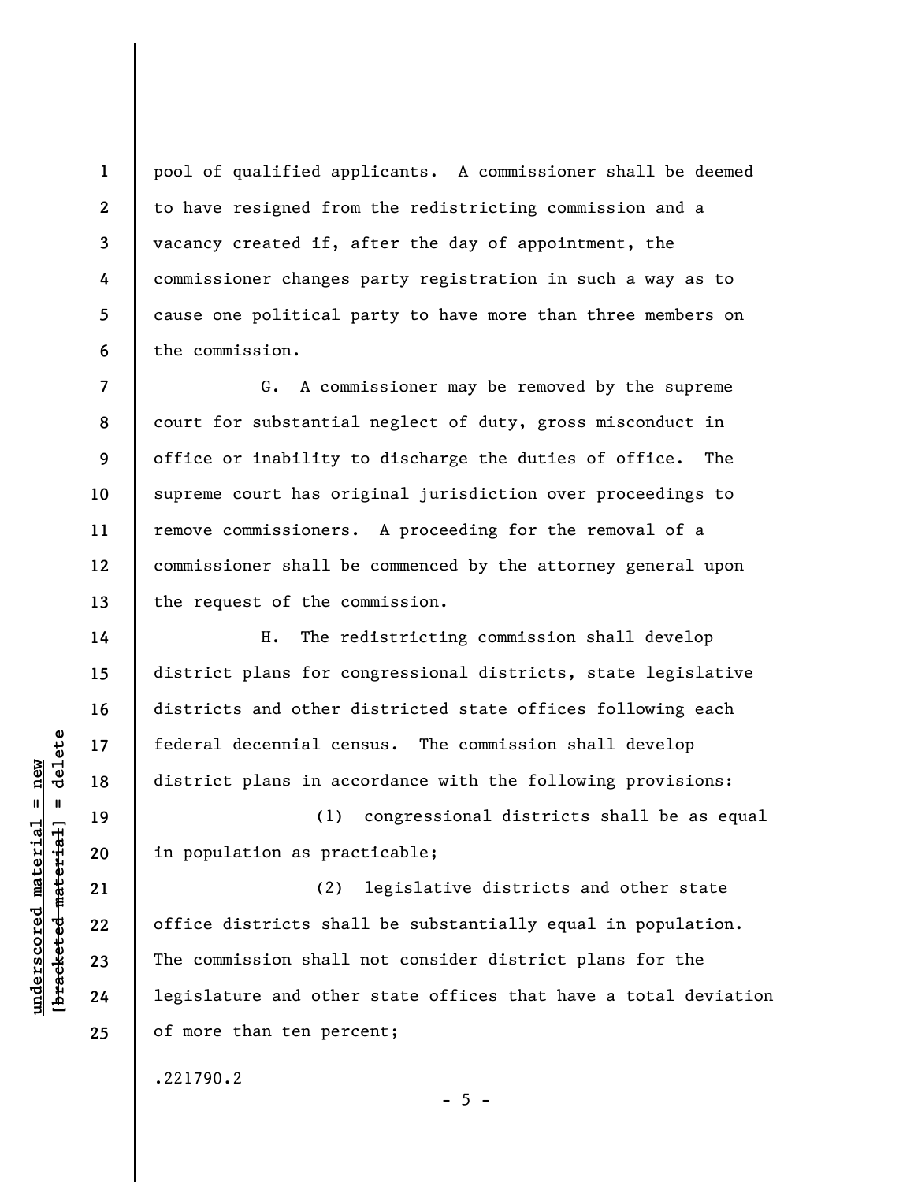pool of qualified applicants. A commissioner shall be deemed to have resigned from the redistricting commission and a vacancy created if, after the day of appointment, the commissioner changes party registration in such a way as to cause one political party to have more than three members on the commission.

G. A commissioner may be removed by the supreme court for substantial neglect of duty, gross misconduct in office or inability to discharge the duties of office. The supreme court has original jurisdiction over proceedings to remove commissioners. A proceeding for the removal of a commissioner shall be commenced by the attorney general upon the request of the commission.

H. The redistricting commission shall develop district plans for congressional districts, state legislative districts and other districted state offices following each federal decennial census. The commission shall develop district plans in accordance with the following provisions:

(1) congressional districts shall be as equal in population as practicable;

(2) legislative districts and other state office districts shall be substantially equal in population. The commission shall not consider district plans for the legislature and other state offices that have a total deviation of more than ten percent;

.221790.2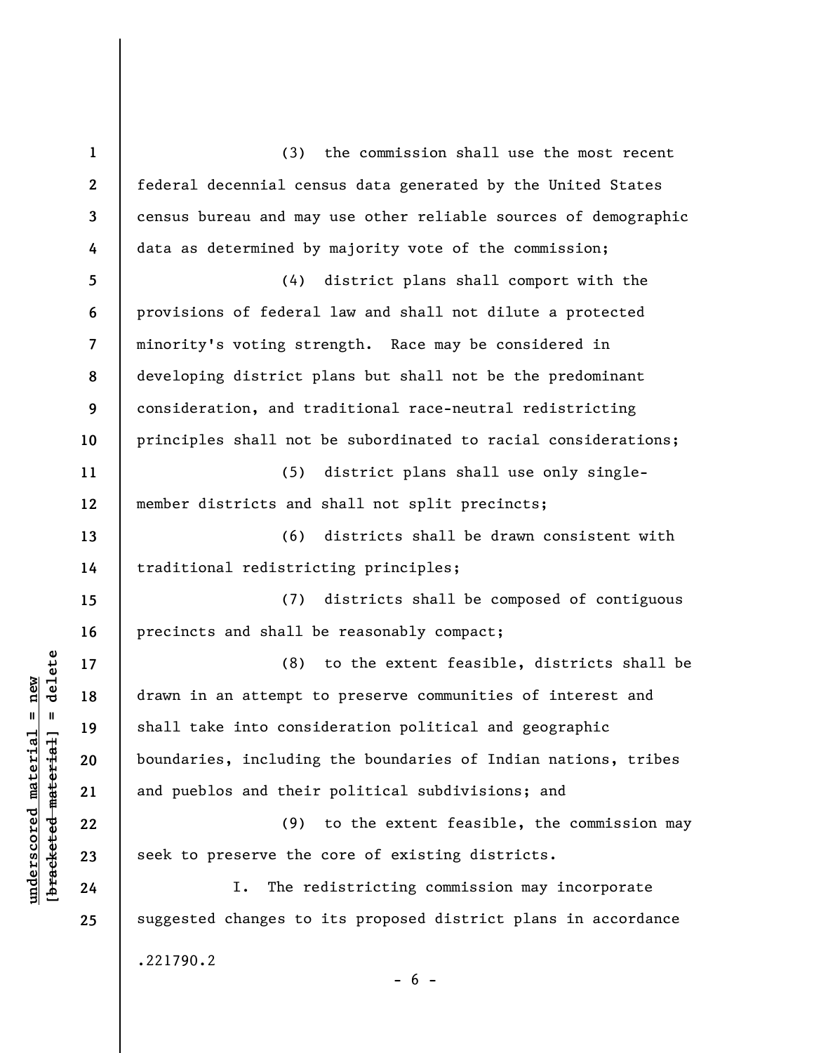(3) the commission shall use the most recent federal decennial census data generated by the United States census bureau and may use other reliable sources of demographic data as determined by majority vote of the commission;

(4) district plans shall comport with the provisions of federal law and shall not dilute a protected minority's voting strength. Race may be considered in developing district plans but shall not be the predominant consideration, and traditional race-neutral redistricting principles shall not be subordinated to racial considerations;

(5) district plans shall use only single-member districts and shall not split precincts;

(6) districts shall be drawn consistent with traditional redistricting principles;

(7) districts shall be composed of contiguous precincts and shall be reasonably compact;

(8) to the extent feasible, districts shall be drawn in an attempt to preserve communities of interest and shall take into consideration political and geographic boundaries, including the boundaries of Indian nations, tribes and pueblos and their political subdivisions; and

(9) to the extent feasible, the commission may seek to preserve the core of existing districts.

I. The redistricting commission may incorporate suggested changes to its proposed district plans in accordance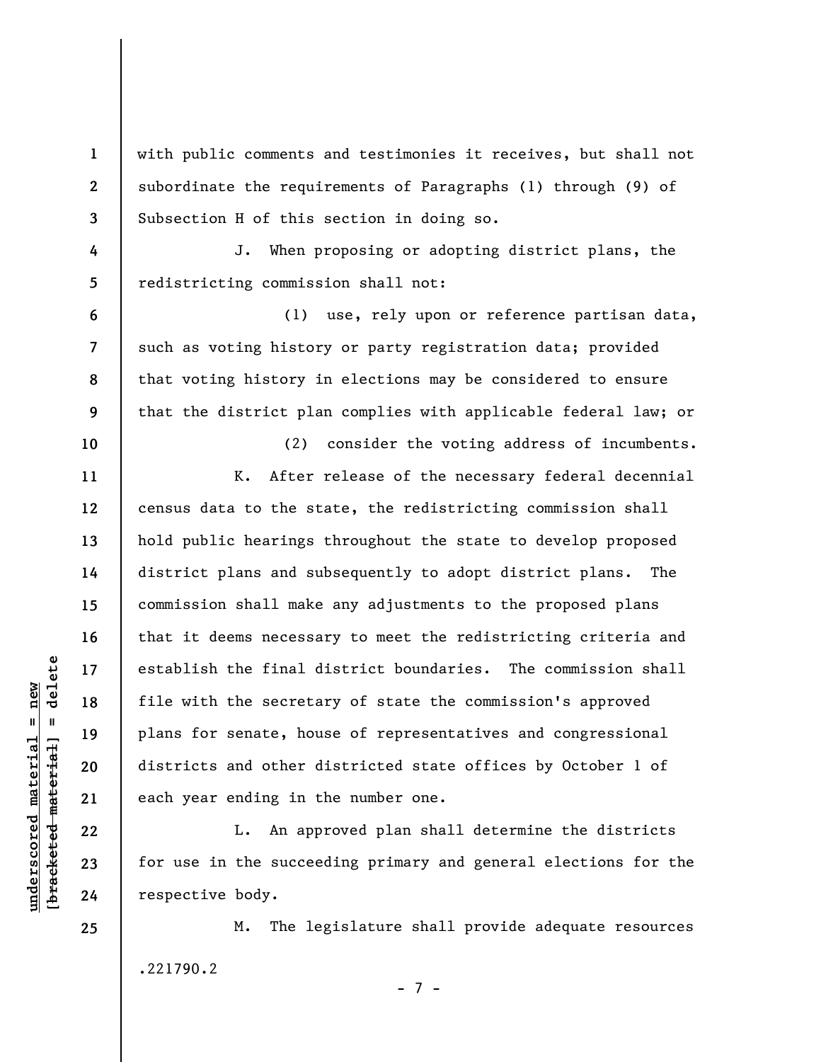with public comments and testimonies it receives, but shall not subordinate the requirements of Paragraphs (1) through (9) of Subsection H of this section in doing so.

J. When proposing or adopting district plans, the redistricting commission shall not:

(1) use, rely upon or reference partisan data, such as voting history or party registration data; provided that voting history in elections may be considered to ensure that the district plan complies with applicable federal law; or

(2) consider the voting address of incumbents.

K. After release of the necessary federal decennial census data to the state, the redistricting commission shall hold public hearings throughout the state to develop proposed district plans and subsequently to adopt district plans. The commission shall make any adjustments to the proposed plans that it deems necessary to meet the redistricting criteria and establish the final district boundaries. The commission shall file with the secretary of state the commission's approved plans for senate, house of representatives and congressional districts and other districted state offices by October 1 of each year ending in the number one.

L. An approved plan shall determine the districts for use in the succeeding primary and general elections for the respective body.

M. The legislature shall provide adequate resources

.221790.2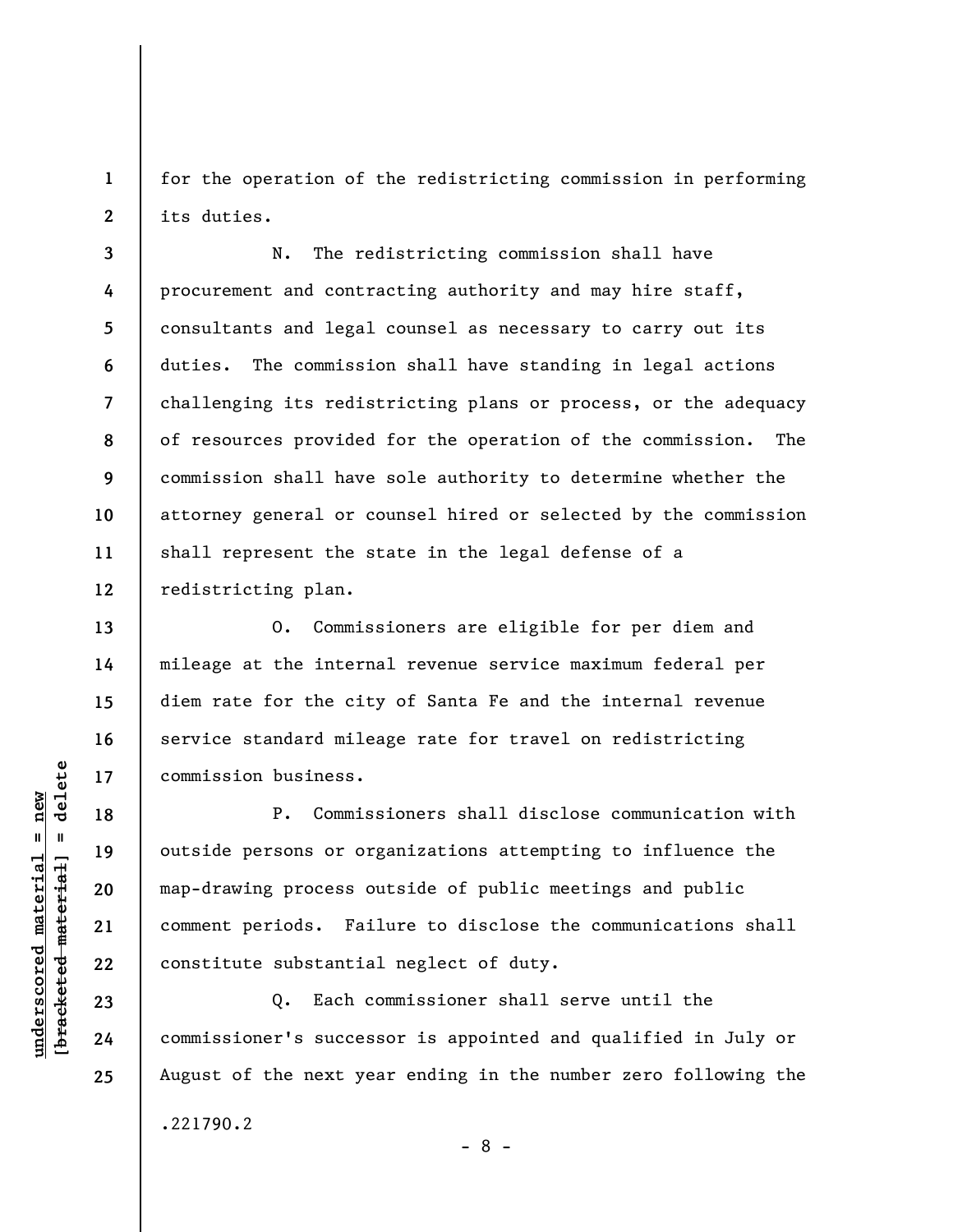for the operation of the redistricting commission in performing its duties.

N. The redistricting commission shall have procurement and contracting authority and may hire staff, consultants and legal counsel as necessary to carry out its duties. The commission shall have standing in legal actions challenging its redistricting plans or process, or the adequacy of resources provided for the operation of the commission. The commission shall have sole authority to determine whether the attorney general or counsel hired or selected by the commission shall represent the state in the legal defense of a redistricting plan.

O. Commissioners are eligible for per diem and mileage at the internal revenue service maximum federal per diem rate for the city of Santa Fe and the internal revenue service standard mileage rate for travel on redistricting commission business.

P. Commissioners shall disclose communication with outside persons or organizations attempting to influence the map-drawing process outside of public meetings and public comment periods. Failure to disclose the communications shall constitute substantial neglect of duty.

Q. Each commissioner shall serve until the commissioner's successor is appointed and qualified in July or August of the next year ending in the number zero following the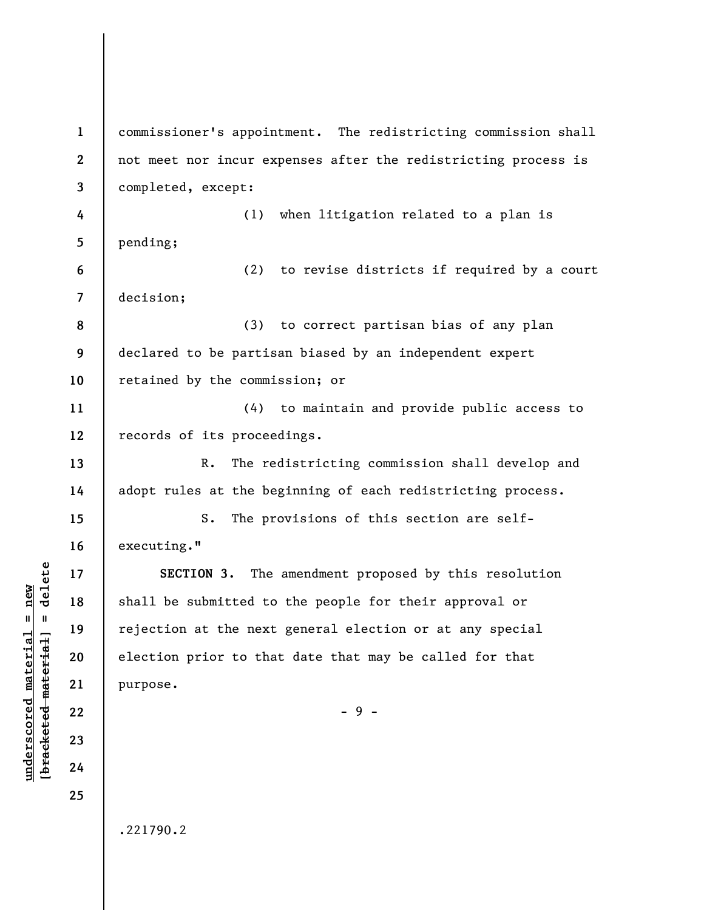commissioner's appointment. The redistricting commission shall not meet nor incur expenses after the redistricting process is completed, except:

(1) when litigation related to a plan is pending;

(2) to revise districts if required by a court decision;

(3) to correct partisan bias of any plan declared to be partisan biased by an independent expert retained by the commission; or

(4) to maintain and provide public access to records of its proceedings.

R. The redistricting commission shall develop and adopt rules at the beginning of each redistricting process.

S. The provisions of this section are self-executing."

**SECTION 3.** The amendment proposed by this resolution shall be submitted to the people for their approval or rejection at the next general election or at any special election prior to that date that may be called for that purpose.

.221790.2